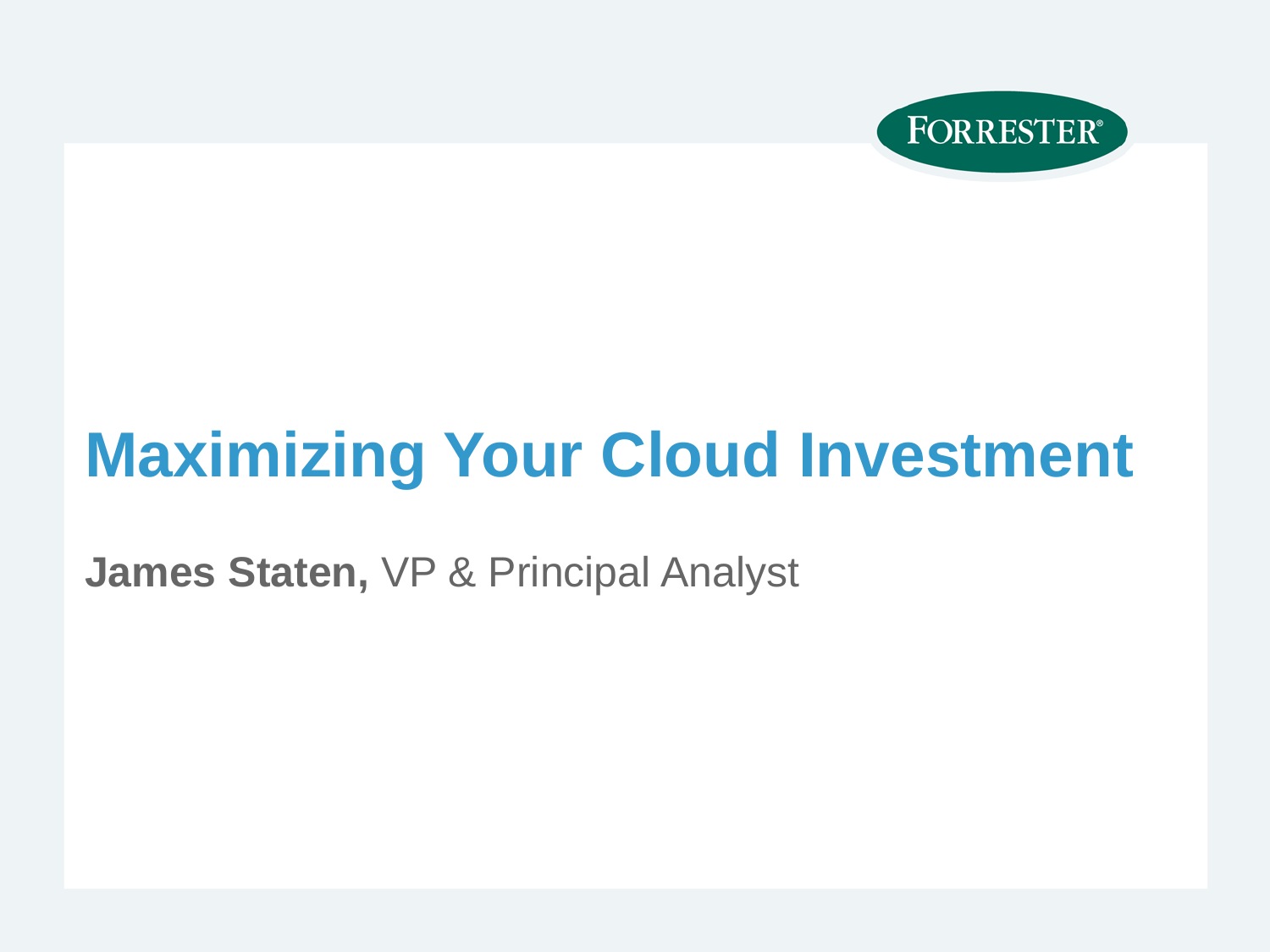FORRESTER®

# Maximizing Your Cloud Investment

**James Staten,** VP & Principal Analyst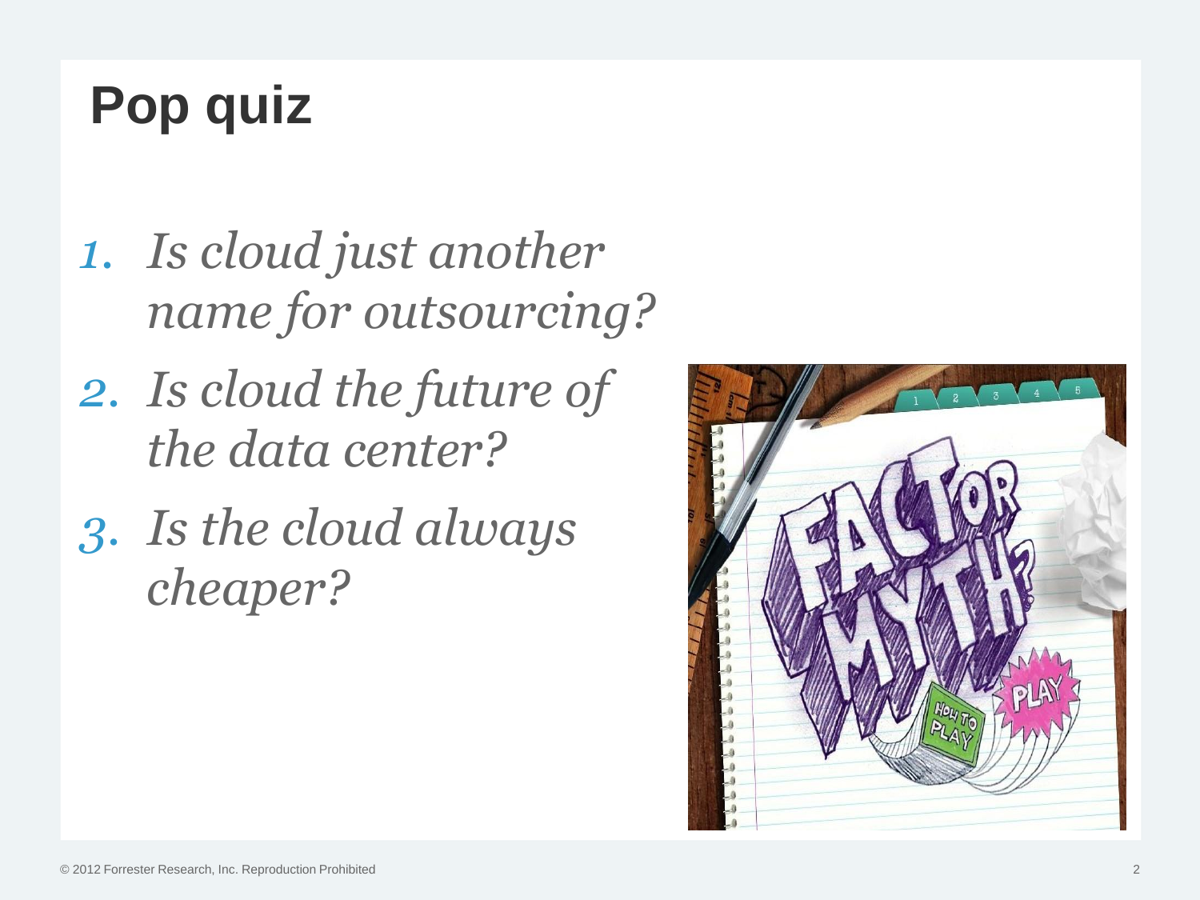# Pop quiz

1. *Is cloud just another name for outsourcing?*
2. *Is cloud the future of the data center?*
3. *Is the cloud always cheaper?*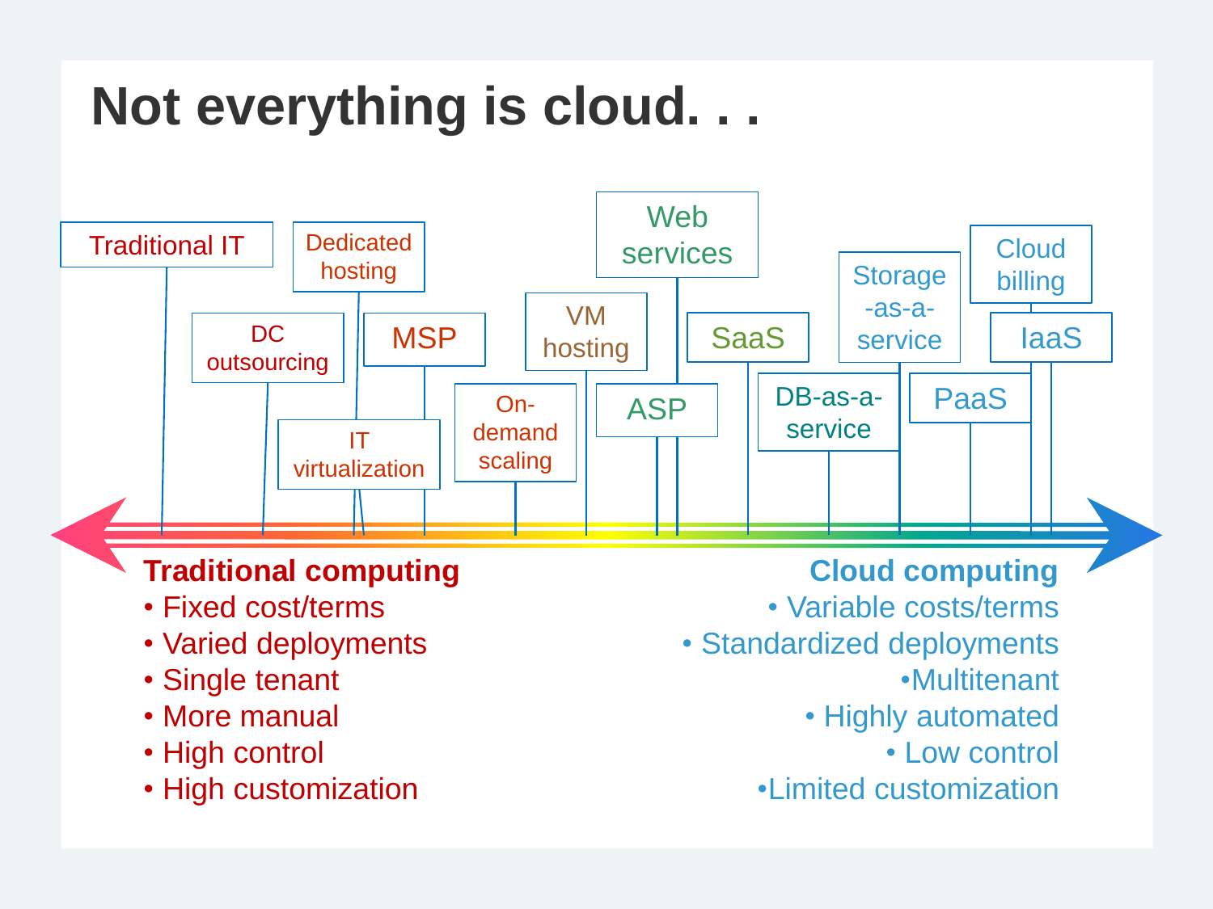# Not everything is cloud. . .

Traditional IT — DC outsourcing — Dedicated hosting — IT virtualization — MSP — On-demand scaling — VM hosting — ASP — Web services — SaaS — DB-as-a-service — Storage-as-a-service — PaaS — Cloud billing — IaaS

**Traditional computing**

- Fixed cost/terms
- Varied deployments
- Single tenant
- More manual
- High control
- High customization

**Cloud computing**

- Variable costs/terms
- Standardized deployments
- Multitenant
- Highly automated
- Low control
- Limited customization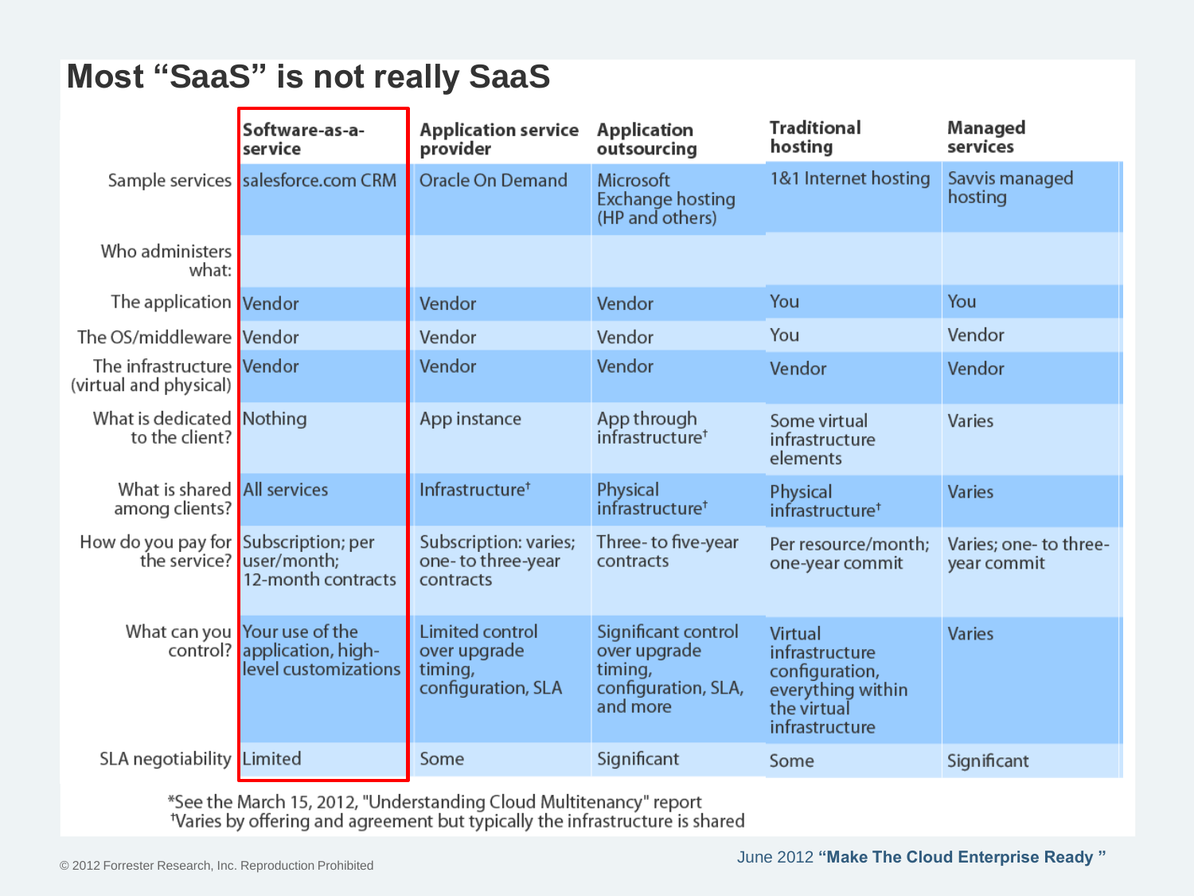# Most “SaaS” is not really SaaS

| | Software-as-a-service | Application service provider | Application outsourcing | Traditional hosting | Managed services |
|---|---|---|---|---|---|
| Sample services | salesforce.com CRM | Oracle On Demand | Microsoft Exchange hosting (HP and others) | 1&1 Internet hosting | Savvis managed hosting |
| Who administers what: | | | | | |
| The application | Vendor | Vendor | Vendor | You | You |
| The OS/middleware | Vendor | Vendor | Vendor | You | Vendor |
| The infrastructure (virtual and physical) | Vendor | Vendor | Vendor | Vendor | Vendor |
| What is dedicated to the client? | Nothing | App instance | App through infrastructure† | Some virtual infrastructure elements | Varies |
| What is shared among clients? | All services | Infrastructure† | Physical infrastructure† | Physical infrastructure† | Varies |
| How do you pay for the service? | Subscription; per user/month; 12-month contracts | Subscription: varies; one- to three-year contracts | Three- to five-year contracts | Per resource/month; one-year commit | Varies; one- to three-year commit |
| What can you control? | Your use of the application, high-level customizations | Limited control over upgrade timing, configuration, SLA | Significant control over upgrade timing, configuration, SLA, and more | Virtual infrastructure configuration, everything within the virtual infrastructure | Varies |
| SLA negotiability | Limited | Some | Significant | Some | Significant |

*See the March 15, 2012, "Understanding Cloud Multitenancy" report
†Varies by offering and agreement but typically the infrastructure is shared

June 2012 **“Make The Cloud Enterprise Ready ”**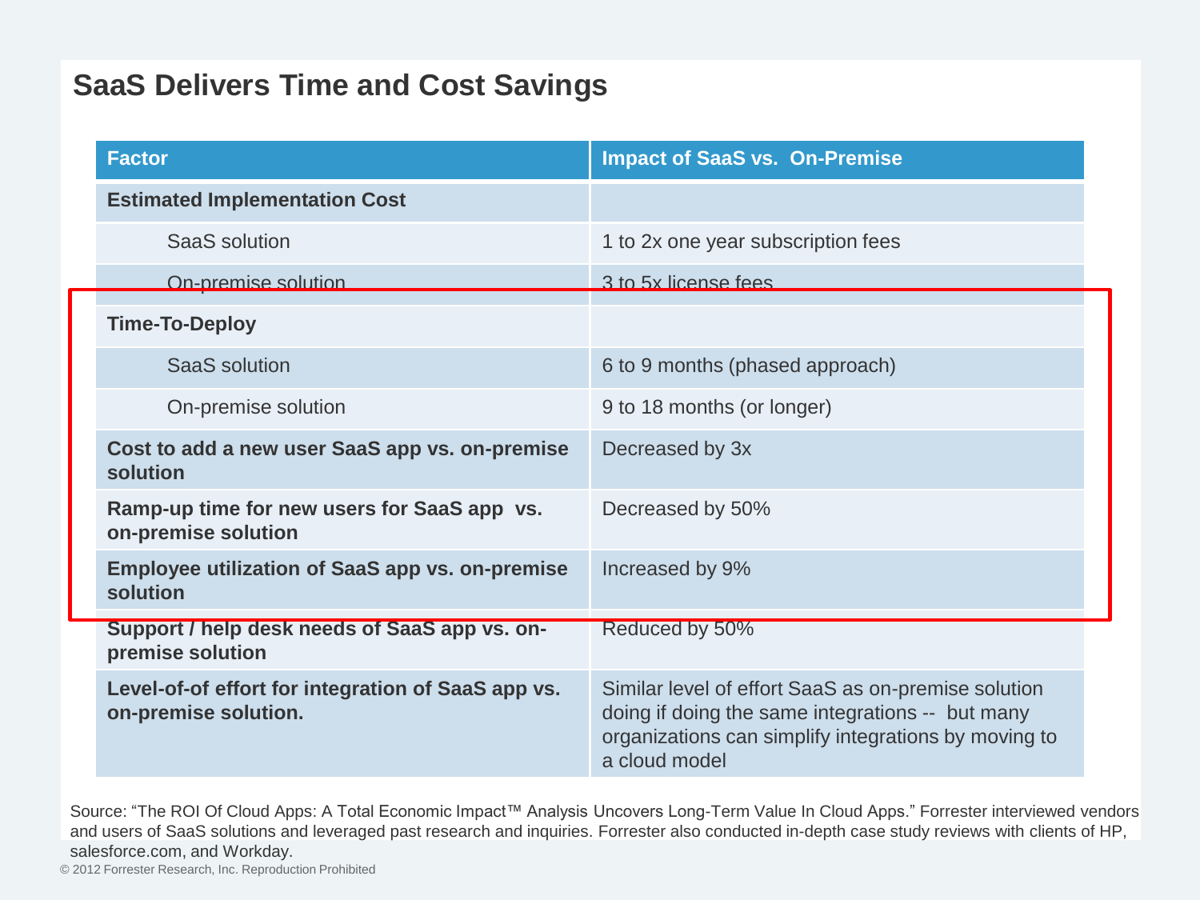# SaaS Delivers Time and Cost Savings

| Factor | Impact of SaaS vs. On-Premise |
| --- | --- |
| **Estimated Implementation Cost** | |
| SaaS solution | 1 to 2x one year subscription fees |
| On-premise solution | 3 to 5x license fees |
| **Time-To-Deploy** | |
| SaaS solution | 6 to 9 months (phased approach) |
| On-premise solution | 9 to 18 months (or longer) |
| **Cost to add a new user SaaS app vs. on-premise solution** | Decreased by 3x |
| **Ramp-up time for new users for SaaS app vs. on-premise solution** | Decreased by 50% |
| **Employee utilization of SaaS app vs. on-premise solution** | Increased by 9% |
| **Support / help desk needs of SaaS app vs. on-premise solution** | Reduced by 50% |
| **Level-of-of effort for integration of SaaS app vs. on-premise solution.** | Similar level of effort SaaS as on-premise solution doing if doing the same integrations -- but many organizations can simplify integrations by moving to a cloud model |

Source: "The ROI Of Cloud Apps: A Total Economic Impact™ Analysis Uncovers Long-Term Value In Cloud Apps." Forrester interviewed vendors and users of SaaS solutions and leveraged past research and inquiries. Forrester also conducted in-depth case study reviews with clients of HP, salesforce.com, and Workday.

© 2012 Forrester Research, Inc. Reproduction Prohibited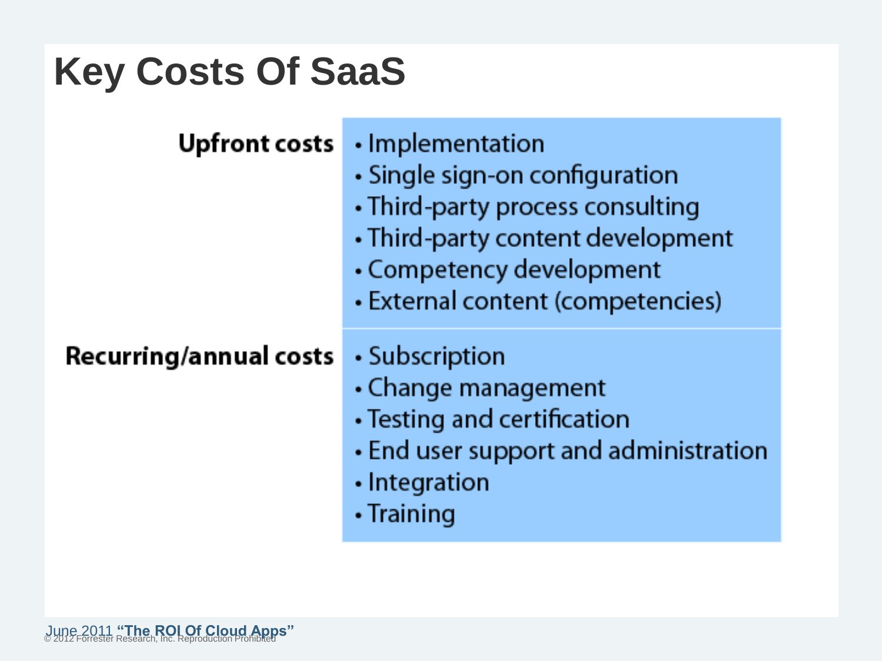# Key Costs Of SaaS

| | |
|---|---|
| **Upfront costs** | • Implementation<br>• Single sign-on configuration<br>• Third-party process consulting<br>• Third-party content development<br>• Competency development<br>• External content (competencies) |
| **Recurring/annual costs** | • Subscription<br>• Change management<br>• Testing and certification<br>• End user support and administration<br>• Integration<br>• Training |

June 2011 **"The ROI Of Cloud Apps"**

© 2012 Forrester Research, Inc. Reproduction Prohibited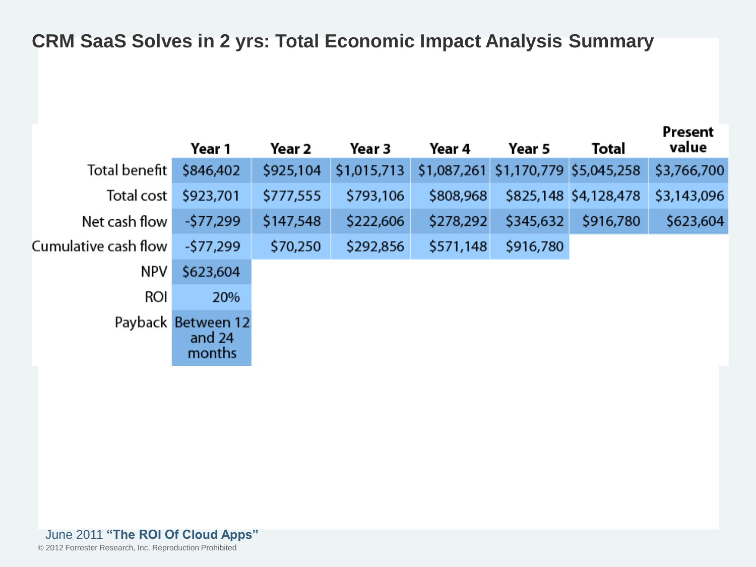# CRM SaaS Solves in 2 yrs: Total Economic Impact Analysis Summary

| | Year 1 | Year 2 | Year 3 | Year 4 | Year 5 | Total | Present value |
|---|---|---|---|---|---|---|---|
| Total benefit | $846,402 | $925,104 | $1,015,713 | $1,087,261 | $1,170,779 | $5,045,258 | $3,766,700 |
| Total cost | $923,701 | $777,555 | $793,106 | $808,968 | $825,148 | $4,128,478 | $3,143,096 |
| Net cash flow | -$77,299 | $147,548 | $222,606 | $278,292 | $345,632 | $916,780 | $623,604 |
| Cumulative cash flow | -$77,299 | $70,250 | $292,856 | $571,148 | $916,780 | | |
| NPV | $623,604 | | | | | | |
| ROI | 20% | | | | | | |
| Payback | Between 12 and 24 months | | | | | | |

June 2011 **"The ROI Of Cloud Apps"**

© 2012 Forrester Research, Inc. Reproduction Prohibited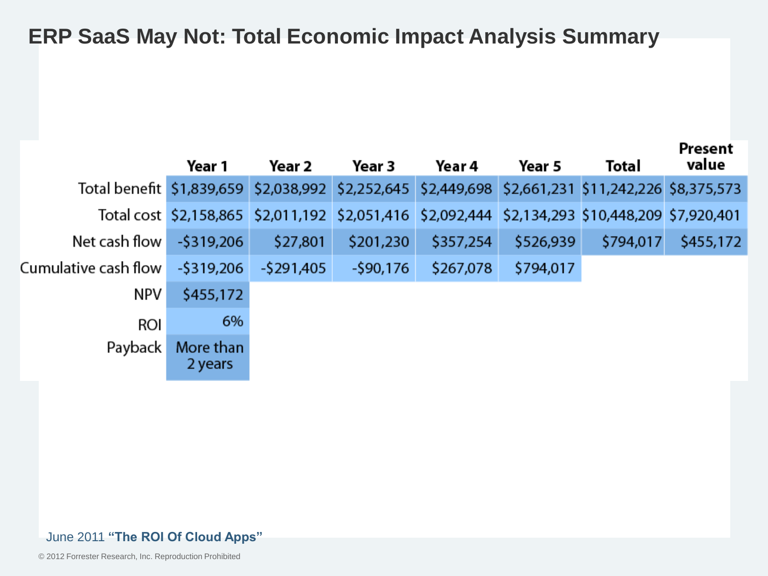# ERP SaaS May Not: Total Economic Impact Analysis Summary

| | Year 1 | Year 2 | Year 3 | Year 4 | Year 5 | Total | Present value |
|---|---|---|---|---|---|---|---|
| Total benefit | $1,839,659 | $2,038,992 | $2,252,645 | $2,449,698 | $2,661,231 | $11,242,226 | $8,375,573 |
| Total cost | $2,158,865 | $2,011,192 | $2,051,416 | $2,092,444 | $2,134,293 | $10,448,209 | $7,920,401 |
| Net cash flow | -$319,206 | $27,801 | $201,230 | $357,254 | $526,939 | $794,017 | $455,172 |
| Cumulative cash flow | -$319,206 | -$291,405 | -$90,176 | $267,078 | $794,017 | | |
| NPV | $455,172 | | | | | | |
| ROI | 6% | | | | | | |
| Payback | More than 2 years | | | | | | |

June 2011 **"The ROI Of Cloud Apps"**

© 2012 Forrester Research, Inc. Reproduction Prohibited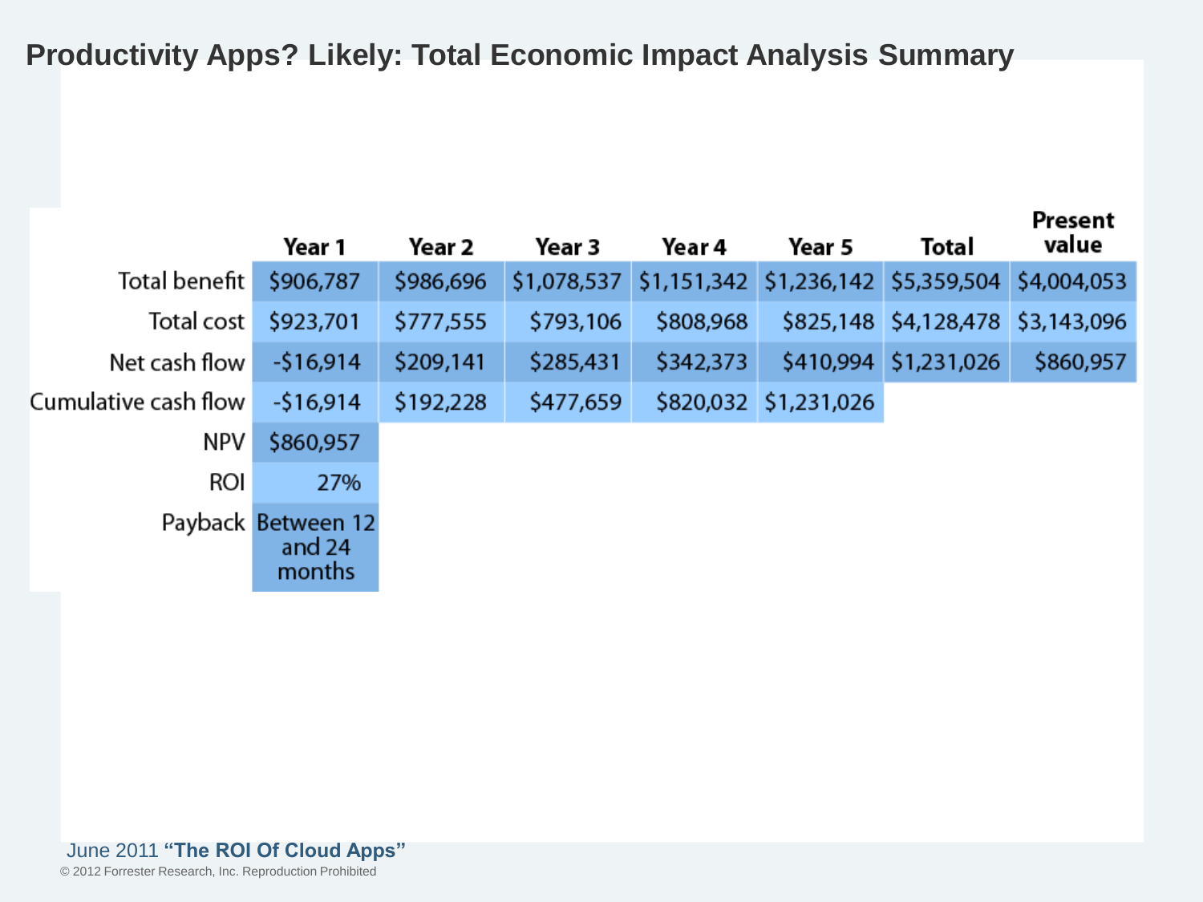# Productivity Apps? Likely: Total Economic Impact Analysis Summary

| | Year 1 | Year 2 | Year 3 | Year 4 | Year 5 | Total | Present value |
|---|---|---|---|---|---|---|---|
| Total benefit | $906,787 | $986,696 | $1,078,537 | $1,151,342 | $1,236,142 | $5,359,504 | $4,004,053 |
| Total cost | $923,701 | $777,555 | $793,106 | $808,968 | $825,148 | $4,128,478 | $3,143,096 |
| Net cash flow | -$16,914 | $209,141 | $285,431 | $342,373 | $410,994 | $1,231,026 | $860,957 |
| Cumulative cash flow | -$16,914 | $192,228 | $477,659 | $820,032 | $1,231,026 | | |
| NPV | $860,957 | | | | | | |
| ROI | 27% | | | | | | |
| Payback | Between 12 and 24 months | | | | | | |

June 2011 **“The ROI Of Cloud Apps”**

© 2012 Forrester Research, Inc. Reproduction Prohibited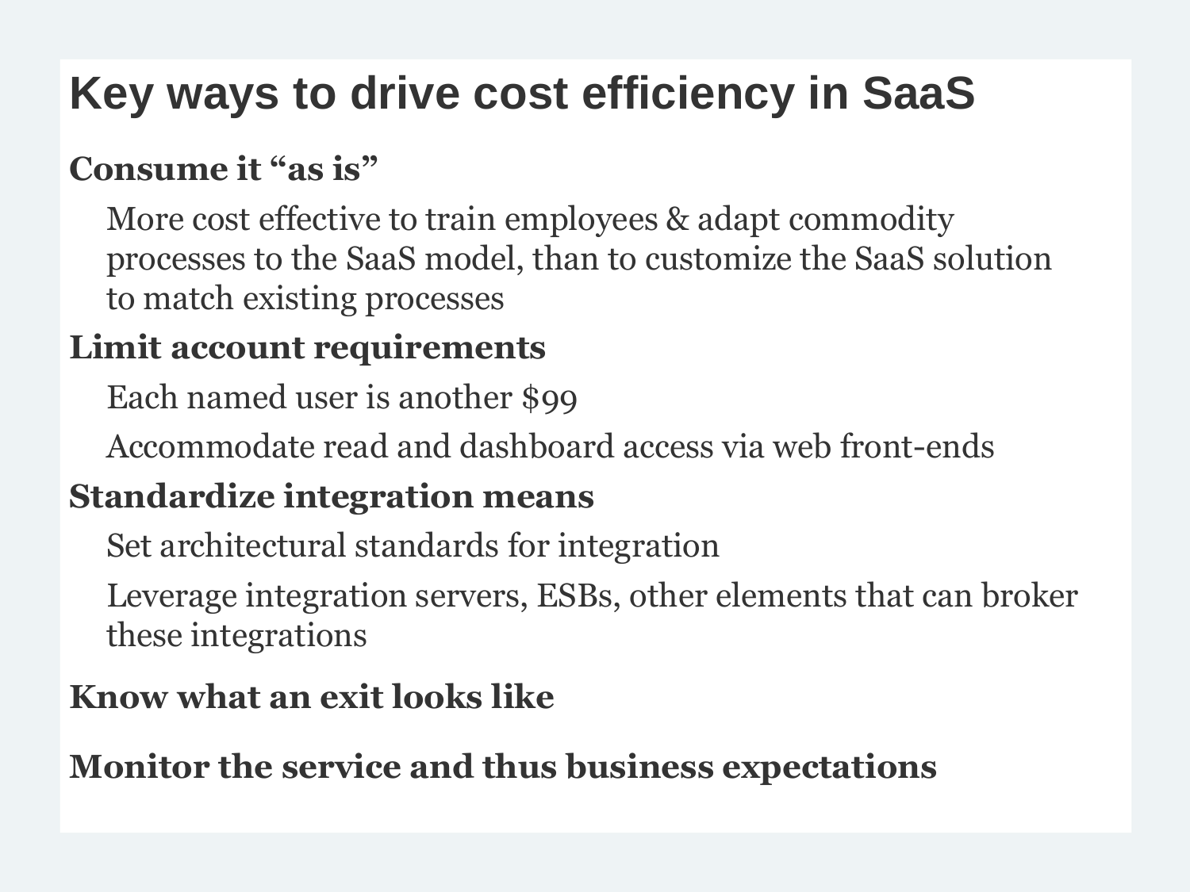# Key ways to drive cost efficiency in SaaS

**Consume it "as is"**

- More cost effective to train employees & adapt commodity processes to the SaaS model, than to customize the SaaS solution to match existing processes

**Limit account requirements**

- Each named user is another $99
- Accommodate read and dashboard access via web front-ends

**Standardize integration means**

- Set architectural standards for integration
- Leverage integration servers, ESBs, other elements that can broker these integrations

**Know what an exit looks like**

**Monitor the service and thus business expectations**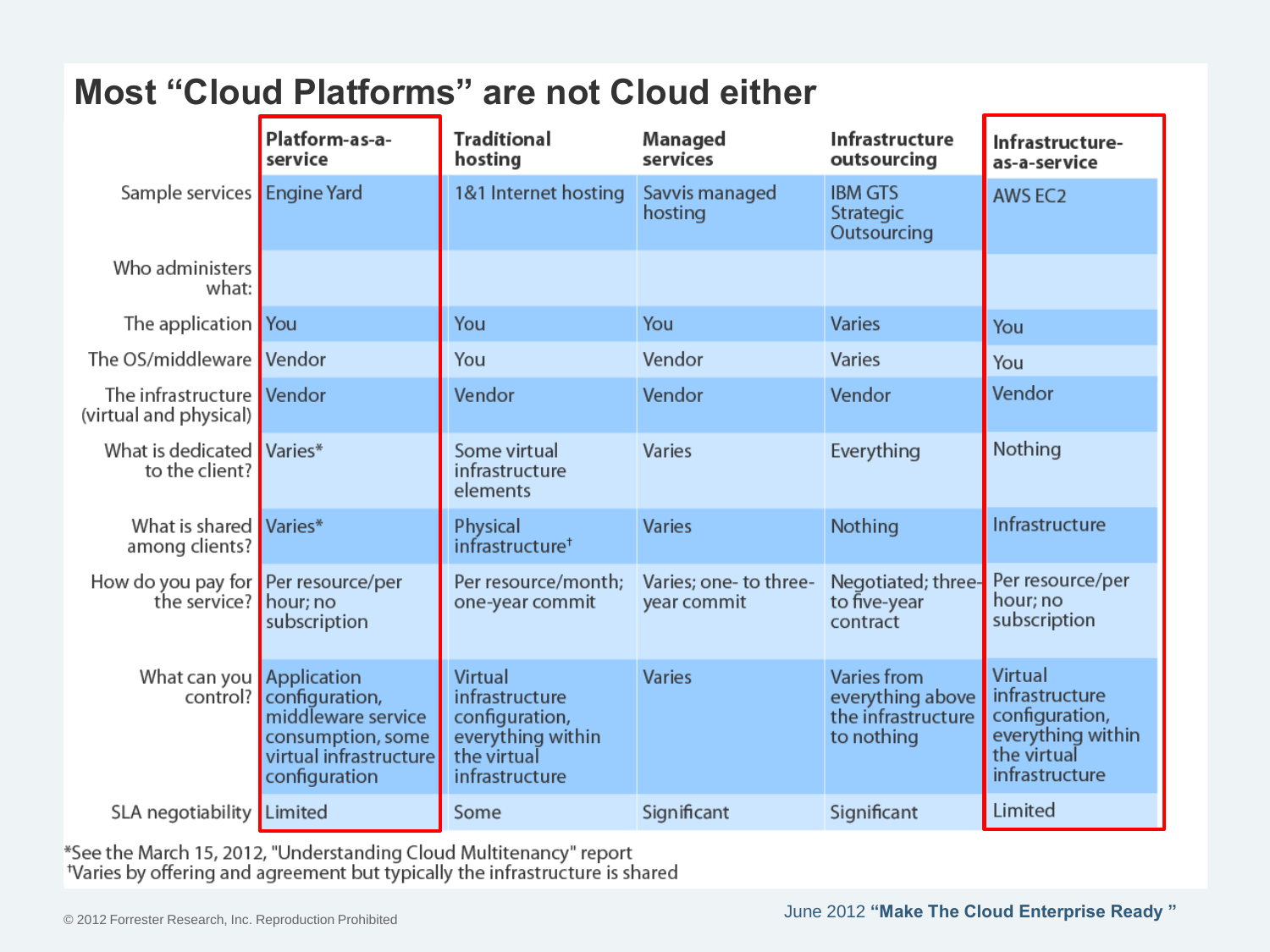# Most "Cloud Platforms" are not Cloud either

| | Platform-as-a-service | Traditional hosting | Managed services | Infrastructure outsourcing | Infrastructure-as-a-service |
|---|---|---|---|---|---|
| Sample services | Engine Yard | 1&1 Internet hosting | Savvis managed hosting | IBM GTS Strategic Outsourcing | AWS EC2 |
| Who administers what: | | | | | |
| The application | You | You | You | Varies | You |
| The OS/middleware | Vendor | You | Vendor | Varies | You |
| The infrastructure (virtual and physical) | Vendor | Vendor | Vendor | Vendor | Vendor |
| What is dedicated to the client? | Varies* | Some virtual infrastructure elements | Varies | Everything | Nothing |
| What is shared among clients? | Varies* | Physical infrastructure† | Varies | Nothing | Infrastructure |
| How do you pay for the service? | Per resource/per hour; no subscription | Per resource/month; one-year commit | Varies; one- to three-year commit | Negotiated; three- to five-year contract | Per resource/per hour; no subscription |
| What can you control? | Application configuration, middleware service consumption, some virtual infrastructure configuration | Virtual infrastructure configuration, everything within the virtual infrastructure | Varies | Varies from everything above the infrastructure to nothing | Virtual infrastructure configuration, everything within the virtual infrastructure |
| SLA negotiability | Limited | Some | Significant | Significant | Limited |

*See the March 15, 2012, "Understanding Cloud Multitenancy" report
†Varies by offering and agreement but typically the infrastructure is shared

© 2012 Forrester Research, Inc. Reproduction Prohibited

June 2012 **"Make The Cloud Enterprise Ready"**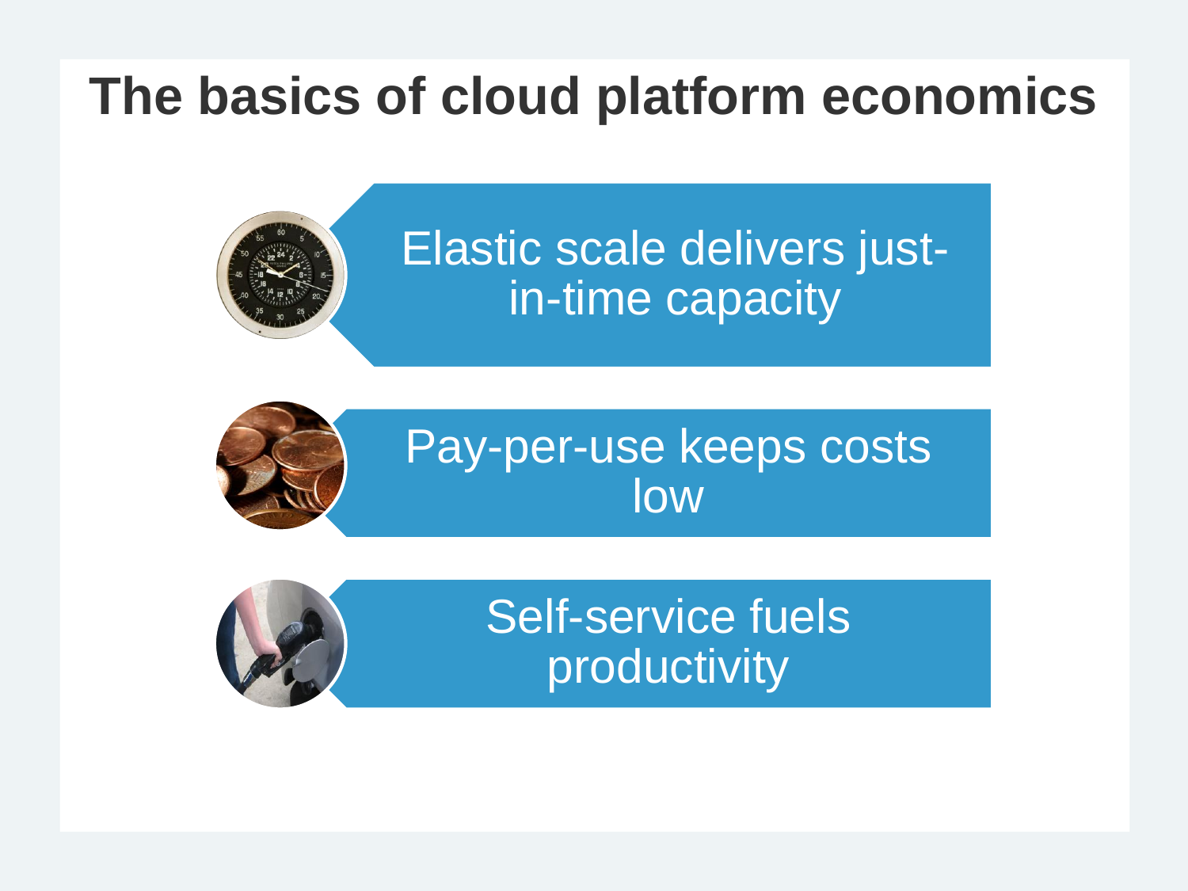# The basics of cloud platform economics

- Elastic scale delivers just-in-time capacity
- Pay-per-use keeps costs low
- Self-service fuels productivity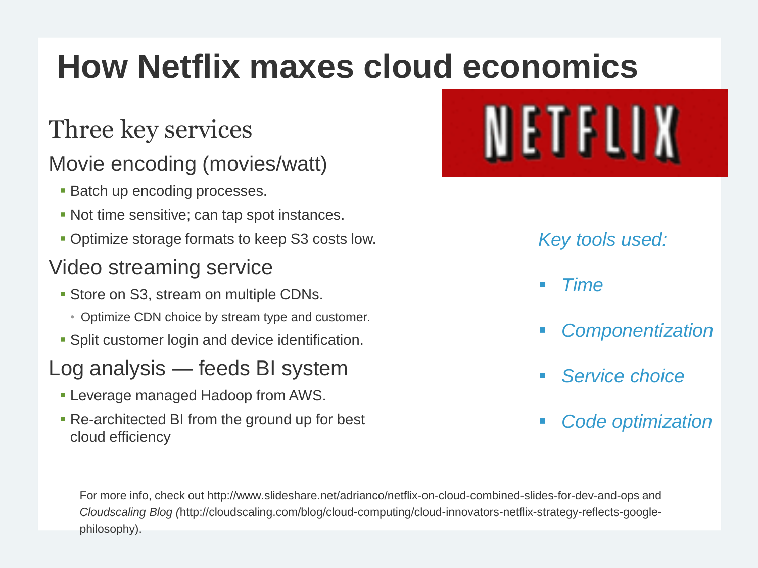# How Netflix maxes cloud economics

## Three key services

### Movie encoding (movies/watt)

- Batch up encoding processes.
- Not time sensitive; can tap spot instances.
- Optimize storage formats to keep S3 costs low.

### Video streaming service

- Store on S3, stream on multiple CDNs.
  - Optimize CDN choice by stream type and customer.
- Split customer login and device identification.

### Log analysis — feeds BI system

- Leverage managed Hadoop from AWS.
- Re-architected BI from the ground up for best cloud efficiency

NETFLIX

*Key tools used:*

- *Time*
- *Componentization*
- *Service choice*
- *Code optimization*

For more info, check out http://www.slideshare.net/adrianco/netflix-on-cloud-combined-slides-for-dev-and-ops and *Cloudscaling Blog (*http://cloudscaling.com/blog/cloud-computing/cloud-innovators-netflix-strategy-reflects-google-philosophy).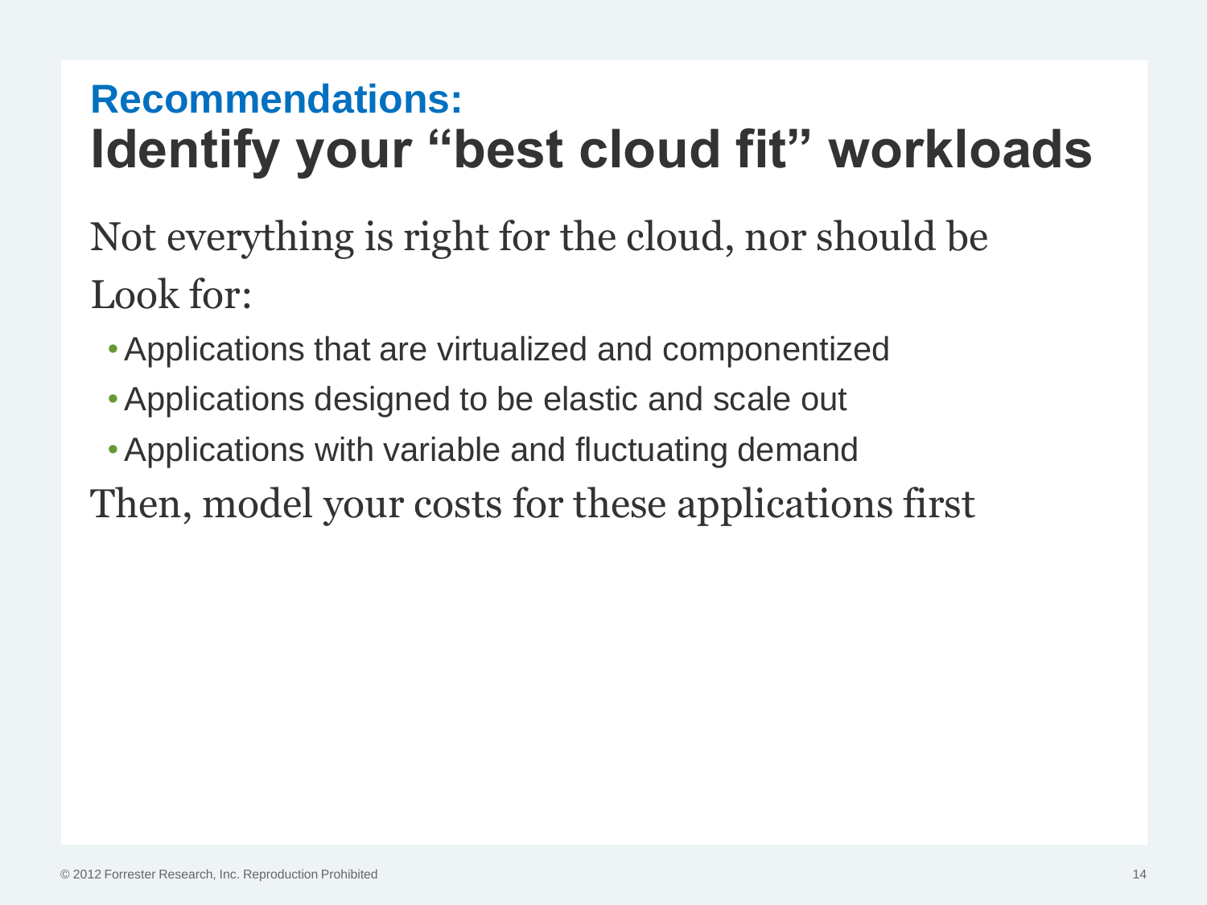## Recommendations:

# Identify your “best cloud fit” workloads

Not everything is right for the cloud, nor should be

Look for:

- Applications that are virtualized and componentized
- Applications designed to be elastic and scale out
- Applications with variable and fluctuating demand

Then, model your costs for these applications first

© 2012 Forrester Research, Inc. Reproduction Prohibited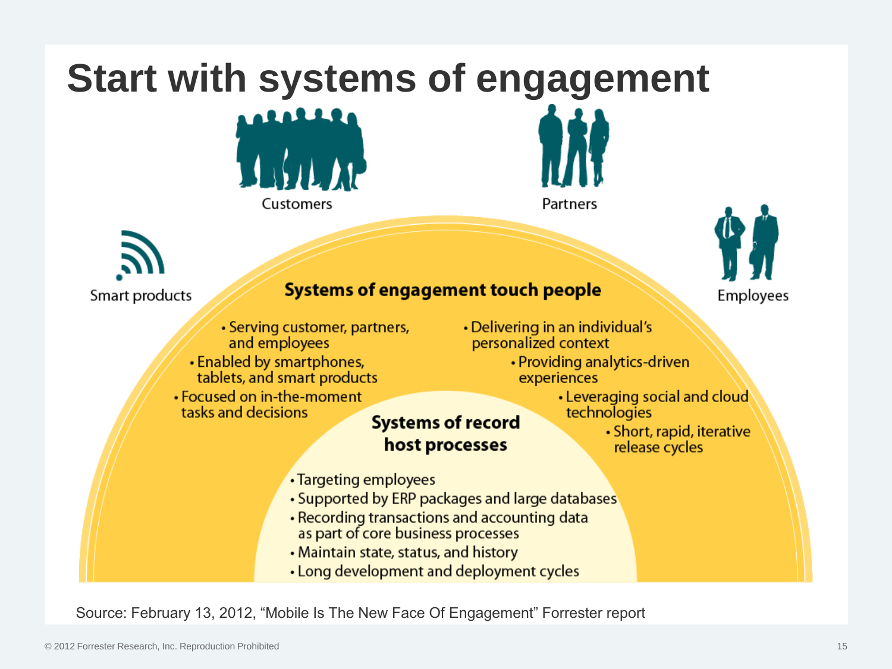# Start with systems of engagement

Customers

Partners

Smart products

Employees

**Systems of engagement touch people**

- Serving customer, partners, and employees
- Enabled by smartphones, tablets, and smart products
- Focused on in-the-moment tasks and decisions
- Delivering in an individual's personalized context
- Providing analytics-driven experiences
- Leveraging social and cloud technologies
- Short, rapid, iterative release cycles

**Systems of record host processes**

- Targeting employees
- Supported by ERP packages and large databases
- Recording transactions and accounting data as part of core business processes
- Maintain state, status, and history
- Long development and deployment cycles

Source: February 13, 2012, "Mobile Is The New Face Of Engagement" Forrester report

© 2012 Forrester Research, Inc. Reproduction Prohibited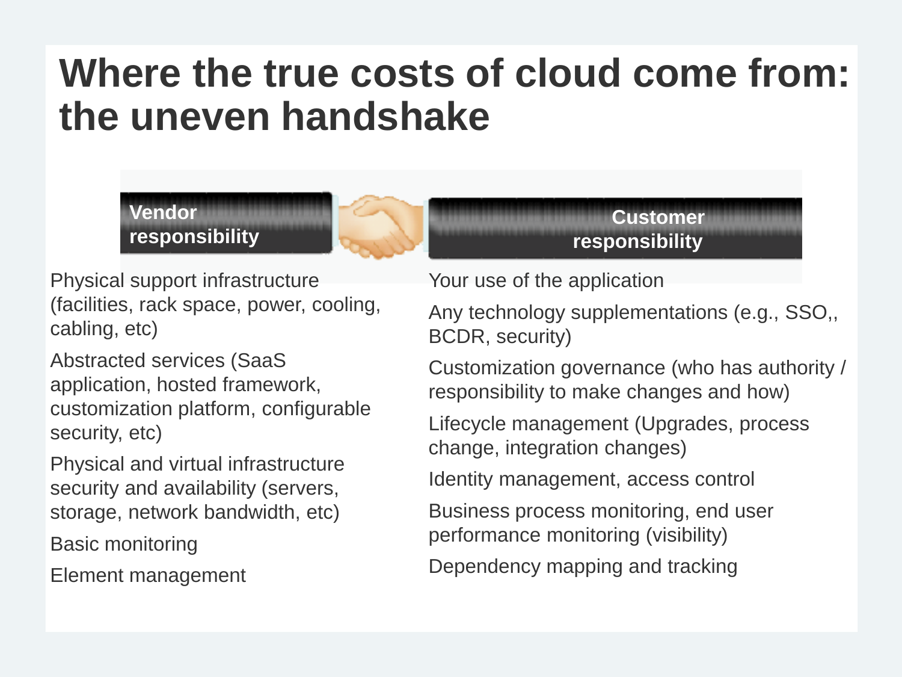# Where the true costs of cloud come from: the uneven handshake

**Vendor responsibility**

- Physical support infrastructure (facilities, rack space, power, cooling, cabling, etc)
- Abstracted services (SaaS application, hosted framework, customization platform, configurable security, etc)
- Physical and virtual infrastructure security and availability (servers, storage, network bandwidth, etc)
- Basic monitoring
- Element management

**Customer responsibility**

- Your use of the application
- Any technology supplementations (e.g., SSO,, BCDR, security)
- Customization governance (who has authority / responsibility to make changes and how)
- Lifecycle management (Upgrades, process change, integration changes)
- Identity management, access control
- Business process monitoring, end user performance monitoring (visibility)
- Dependency mapping and tracking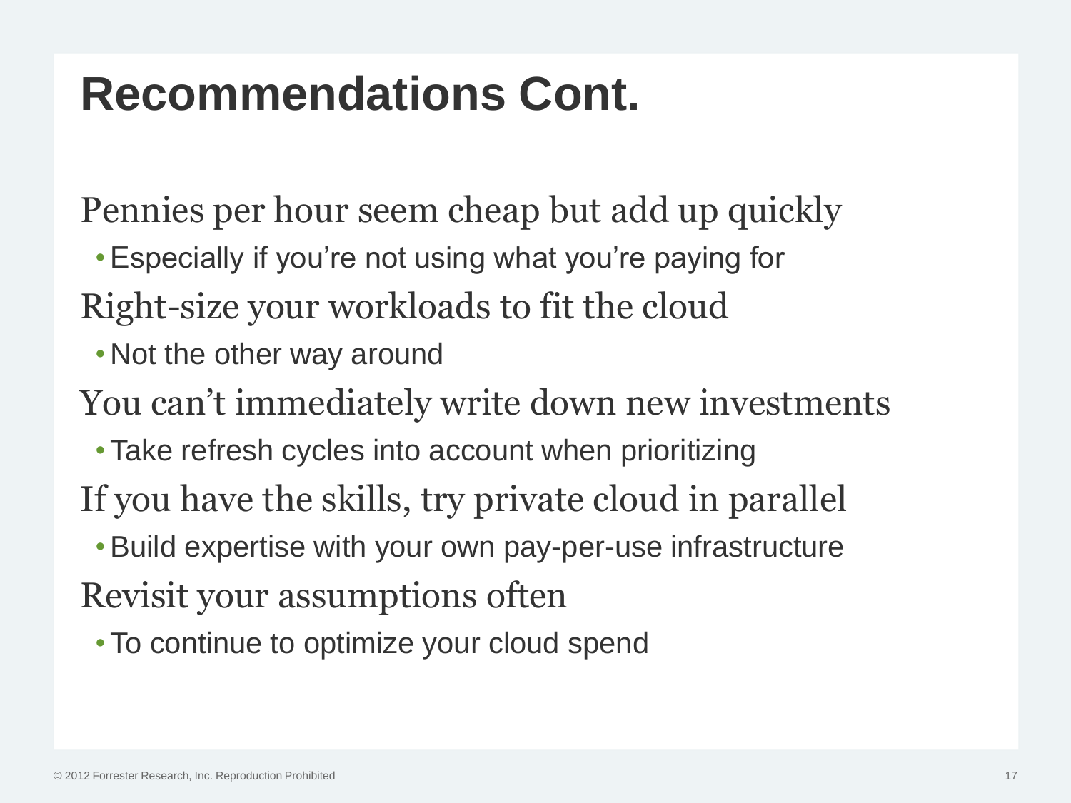# Recommendations Cont.

Pennies per hour seem cheap but add up quickly

- Especially if you’re not using what you’re paying for

Right-size your workloads to fit the cloud

- Not the other way around

You can’t immediately write down new investments

- Take refresh cycles into account when prioritizing

If you have the skills, try private cloud in parallel

- Build expertise with your own pay-per-use infrastructure

Revisit your assumptions often

- To continue to optimize your cloud spend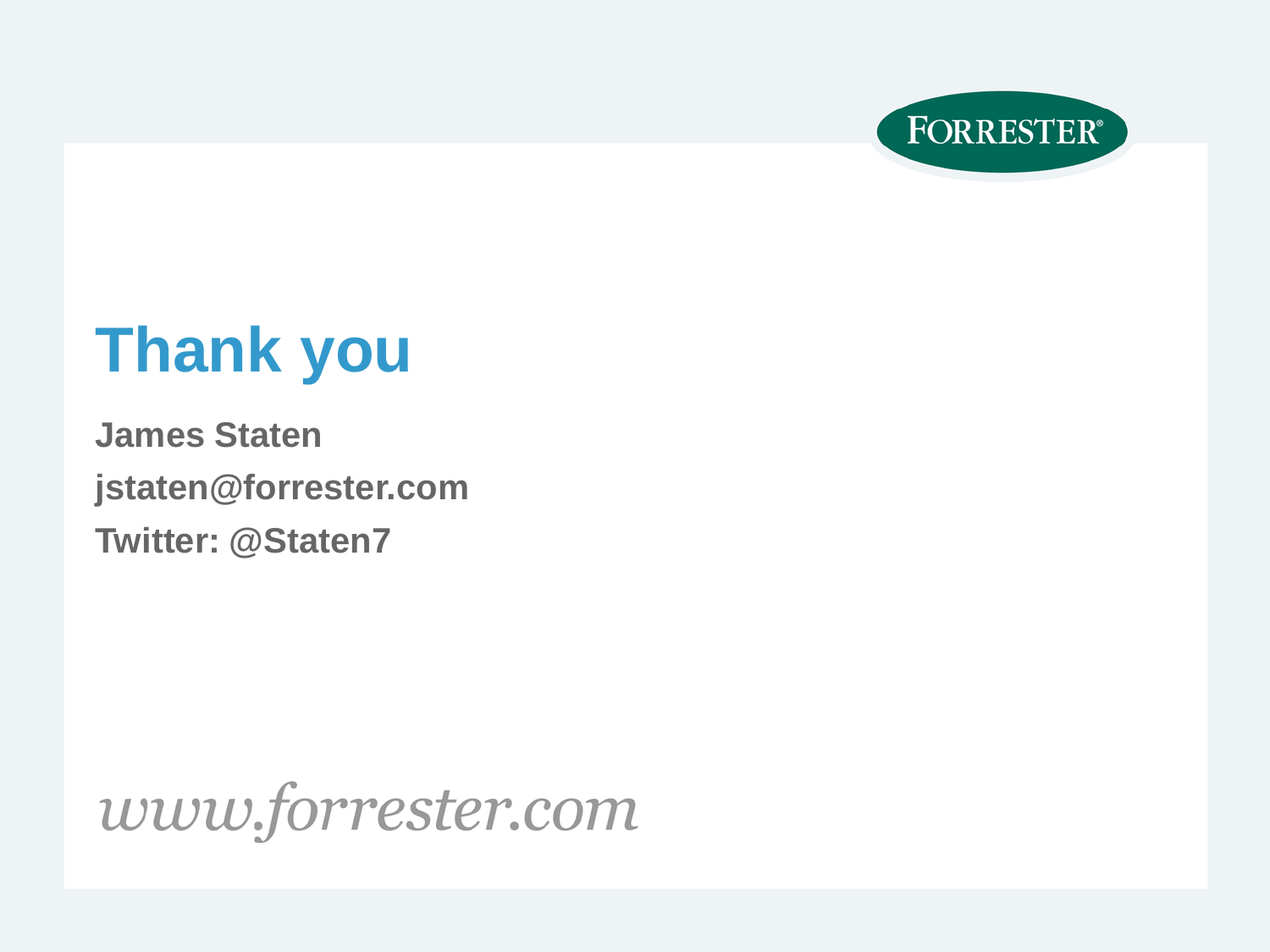FORRESTER®

# Thank you

**James Staten**

**jstaten@forrester.com**

**Twitter: @Staten7**

*www.forrester.com*